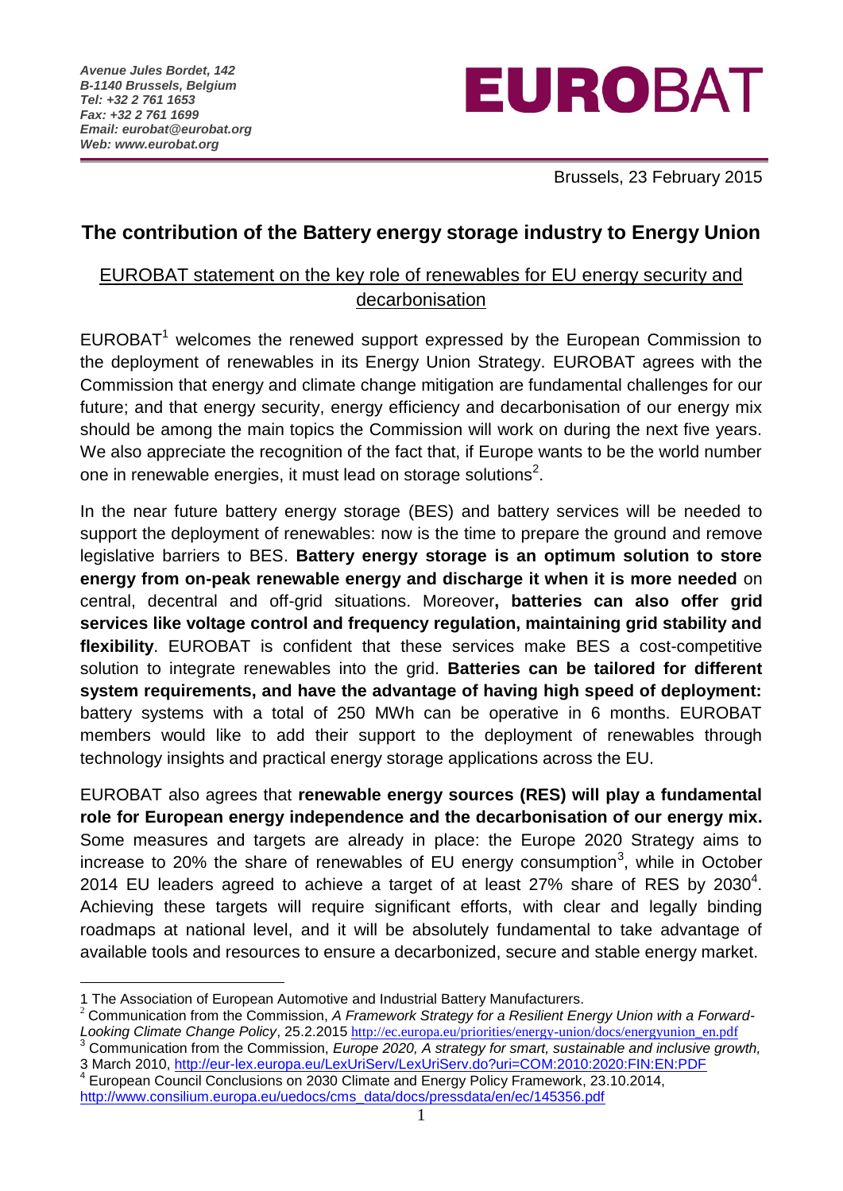*Avenue Jules Bordet, 142*
*B-1140 Brussels, Belgium*
*Tel: +32 2 761 1653*
*Fax: +32 2 761 1699*
*Email: eurobat@eurobat.org*
*Web: www.eurobat.org*

**EUROBAT**

Brussels, 23 February 2015

## The contribution of the Battery energy storage industry to Energy Union

### EUROBAT statement on the key role of renewables for EU energy security and decarbonisation

EUROBAT[1] welcomes the renewed support expressed by the European Commission to the deployment of renewables in its Energy Union Strategy. EUROBAT agrees with the Commission that energy and climate change mitigation are fundamental challenges for our future; and that energy security, energy efficiency and decarbonisation of our energy mix should be among the main topics the Commission will work on during the next five years. We also appreciate the recognition of the fact that, if Europe wants to be the world number one in renewable energies, it must lead on storage solutions[2].

In the near future battery energy storage (BES) and battery services will be needed to support the deployment of renewables: now is the time to prepare the ground and remove legislative barriers to BES. **Battery energy storage is an optimum solution to store energy from on-peak renewable energy and discharge it when it is more needed** on central, decentral and off-grid situations. Moreover**, batteries can also offer grid services like voltage control and frequency regulation, maintaining grid stability and flexibility**. EUROBAT is confident that these services make BES a cost-competitive solution to integrate renewables into the grid. **Batteries can be tailored for different system requirements, and have the advantage of having high speed of deployment:** battery systems with a total of 250 MWh can be operative in 6 months. EUROBAT members would like to add their support to the deployment of renewables through technology insights and practical energy storage applications across the EU.

EUROBAT also agrees that **renewable energy sources (RES) will play a fundamental role for European energy independence and the decarbonisation of our energy mix.** Some measures and targets are already in place: the Europe 2020 Strategy aims to increase to 20% the share of renewables of EU energy consumption[3], while in October 2014 EU leaders agreed to achieve a target of at least 27% share of RES by 2030[4]. Achieving these targets will require significant efforts, with clear and legally binding roadmaps at national level, and it will be absolutely fundamental to take advantage of available tools and resources to ensure a decarbonized, secure and stable energy market.

---

1 The Association of European Automotive and Industrial Battery Manufacturers.

2 Communication from the Commission, *A Framework Strategy for a Resilient Energy Union with a Forward-Looking Climate Change Policy*, 25.2.2015 http://ec.europa.eu/priorities/energy-union/docs/energyunion_en.pdf

3 Communication from the Commission, *Europe 2020, A strategy for smart, sustainable and inclusive growth,* 3 March 2010, http://eur-lex.europa.eu/LexUriServ/LexUriServ.do?uri=COM:2010:2020:FIN:EN:PDF

4 European Council Conclusions on 2030 Climate and Energy Policy Framework, 23.10.2014, http://www.consilium.europa.eu/uedocs/cms_data/docs/pressdata/en/ec/145356.pdf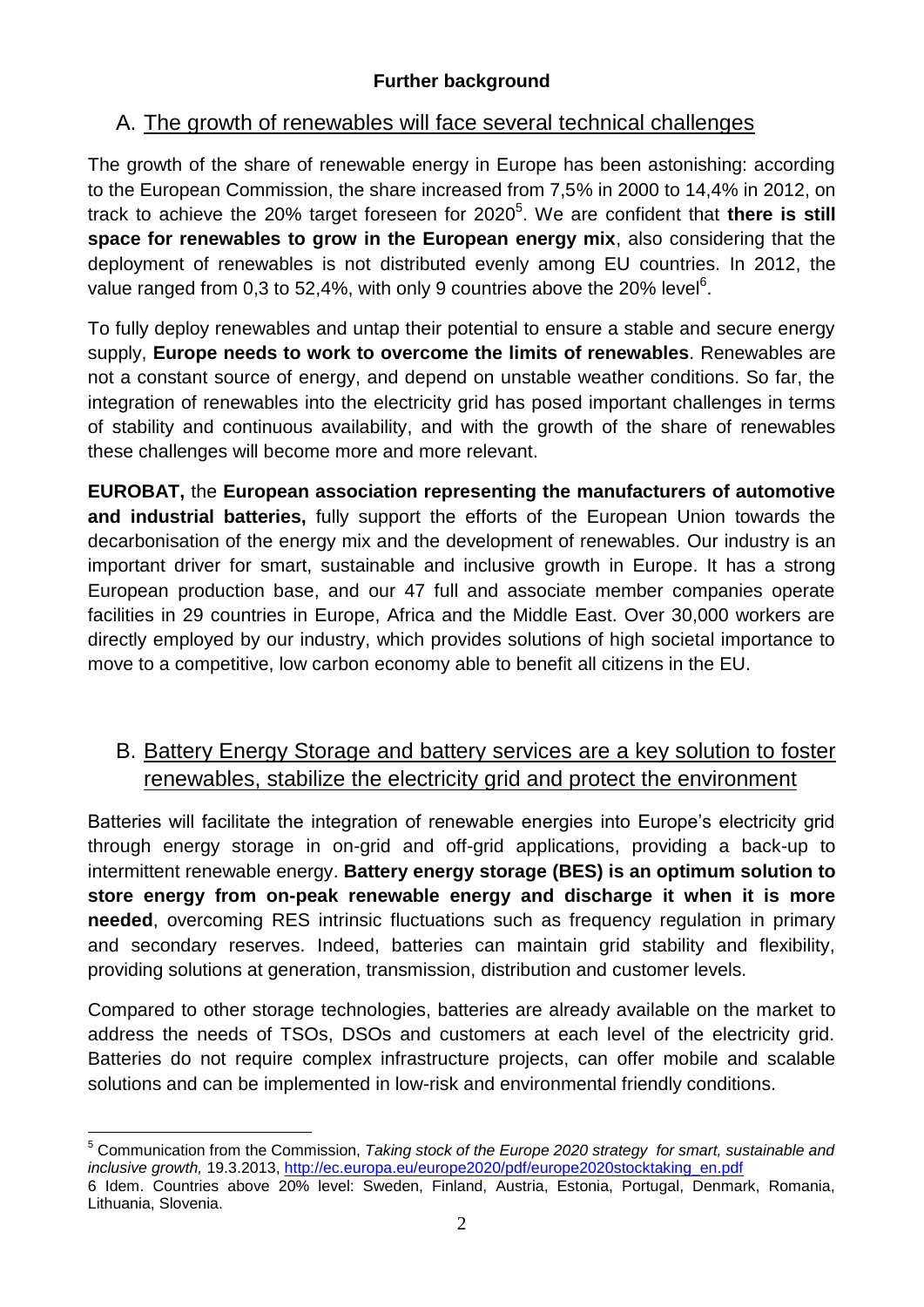**Further background**

## A. The growth of renewables will face several technical challenges

The growth of the share of renewable energy in Europe has been astonishing: according to the European Commission, the share increased from 7,5% in 2000 to 14,4% in 2012, on track to achieve the 20% target foreseen for 2020[5]. We are confident that **there is still space for renewables to grow in the European energy mix**, also considering that the deployment of renewables is not distributed evenly among EU countries. In 2012, the value ranged from 0,3 to 52,4%, with only 9 countries above the 20% level[6].

To fully deploy renewables and untap their potential to ensure a stable and secure energy supply, **Europe needs to work to overcome the limits of renewables**. Renewables are not a constant source of energy, and depend on unstable weather conditions. So far, the integration of renewables into the electricity grid has posed important challenges in terms of stability and continuous availability, and with the growth of the share of renewables these challenges will become more and more relevant.

**EUROBAT,** the **European association representing the manufacturers of automotive and industrial batteries,** fully support the efforts of the European Union towards the decarbonisation of the energy mix and the development of renewables. Our industry is an important driver for smart, sustainable and inclusive growth in Europe. It has a strong European production base, and our 47 full and associate member companies operate facilities in 29 countries in Europe, Africa and the Middle East. Over 30,000 workers are directly employed by our industry, which provides solutions of high societal importance to move to a competitive, low carbon economy able to benefit all citizens in the EU.

## B. Battery Energy Storage and battery services are a key solution to foster renewables, stabilize the electricity grid and protect the environment

Batteries will facilitate the integration of renewable energies into Europe's electricity grid through energy storage in on-grid and off-grid applications, providing a back-up to intermittent renewable energy. **Battery energy storage (BES) is an optimum solution to store energy from on-peak renewable energy and discharge it when it is more needed**, overcoming RES intrinsic fluctuations such as frequency regulation in primary and secondary reserves. Indeed, batteries can maintain grid stability and flexibility, providing solutions at generation, transmission, distribution and customer levels.

Compared to other storage technologies, batteries are already available on the market to address the needs of TSOs, DSOs and customers at each level of the electricity grid. Batteries do not require complex infrastructure projects, can offer mobile and scalable solutions and can be implemented in low-risk and environmental friendly conditions.

---

[5] Communication from the Commission, *Taking stock of the Europe 2020 strategy for smart, sustainable and inclusive growth,* 19.3.2013, http://ec.europa.eu/europe2020/pdf/europe2020stocktaking_en.pdf

[6] Idem. Countries above 20% level: Sweden, Finland, Austria, Estonia, Portugal, Denmark, Romania, Lithuania, Slovenia.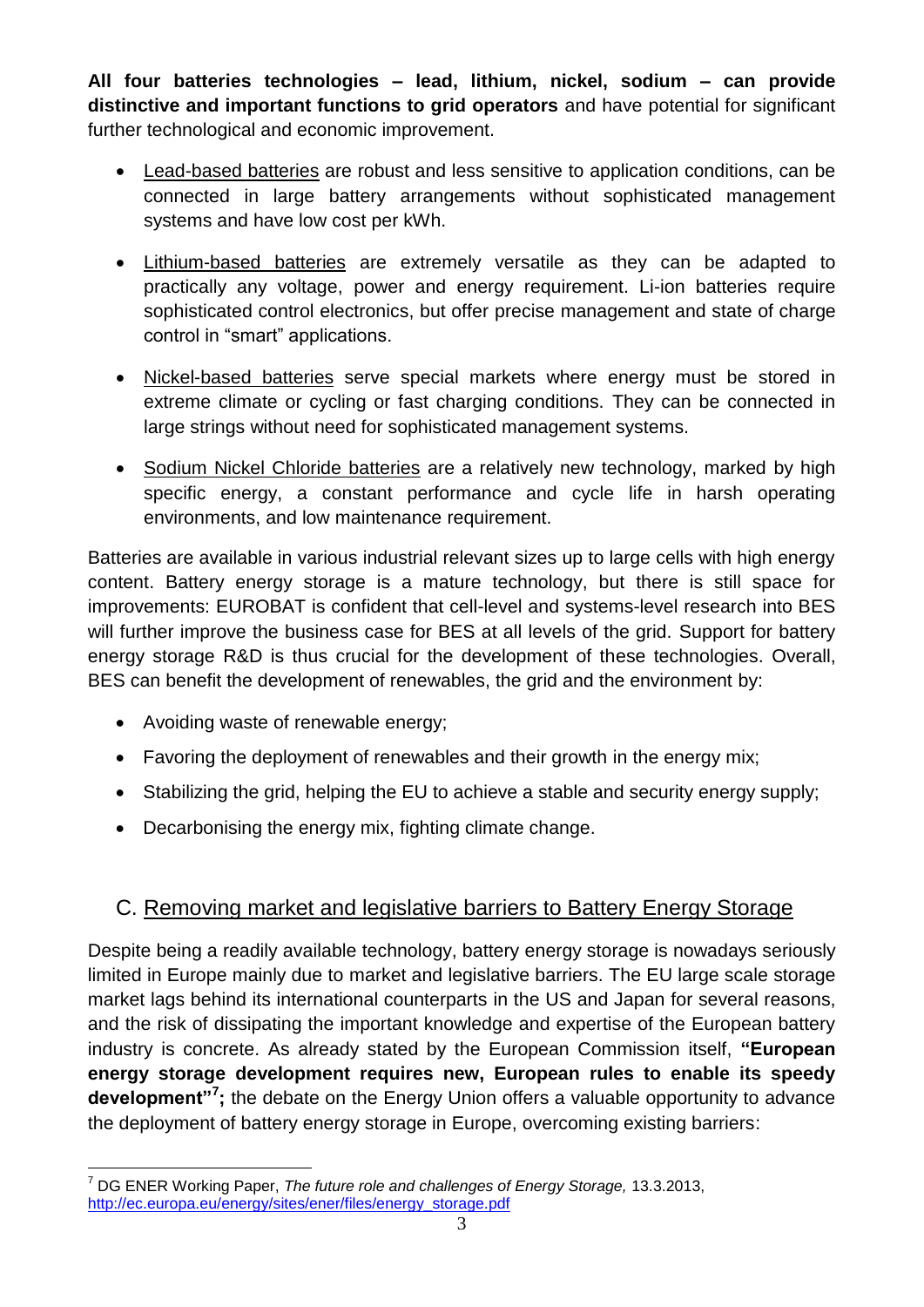**All four batteries technologies – lead, lithium, nickel, sodium – can provide distinctive and important functions to grid operators** and have potential for significant further technological and economic improvement.

- Lead-based batteries are robust and less sensitive to application conditions, can be connected in large battery arrangements without sophisticated management systems and have low cost per kWh.
- Lithium-based batteries are extremely versatile as they can be adapted to practically any voltage, power and energy requirement. Li-ion batteries require sophisticated control electronics, but offer precise management and state of charge control in "smart" applications.
- Nickel-based batteries serve special markets where energy must be stored in extreme climate or cycling or fast charging conditions. They can be connected in large strings without need for sophisticated management systems.
- Sodium Nickel Chloride batteries are a relatively new technology, marked by high specific energy, a constant performance and cycle life in harsh operating environments, and low maintenance requirement.

Batteries are available in various industrial relevant sizes up to large cells with high energy content. Battery energy storage is a mature technology, but there is still space for improvements: EUROBAT is confident that cell-level and systems-level research into BES will further improve the business case for BES at all levels of the grid. Support for battery energy storage R&D is thus crucial for the development of these technologies. Overall, BES can benefit the development of renewables, the grid and the environment by:

- Avoiding waste of renewable energy;
- Favoring the deployment of renewables and their growth in the energy mix;
- Stabilizing the grid, helping the EU to achieve a stable and security energy supply;
- Decarbonising the energy mix, fighting climate change.

## C. Removing market and legislative barriers to Battery Energy Storage

Despite being a readily available technology, battery energy storage is nowadays seriously limited in Europe mainly due to market and legislative barriers. The EU large scale storage market lags behind its international counterparts in the US and Japan for several reasons, and the risk of dissipating the important knowledge and expertise of the European battery industry is concrete. As already stated by the European Commission itself, **"European energy storage development requires new, European rules to enable its speedy development"[7];** the debate on the Energy Union offers a valuable opportunity to advance the deployment of battery energy storage in Europe, overcoming existing barriers:

[7] DG ENER Working Paper, *The future role and challenges of Energy Storage,* 13.3.2013, http://ec.europa.eu/energy/sites/ener/files/energy_storage.pdf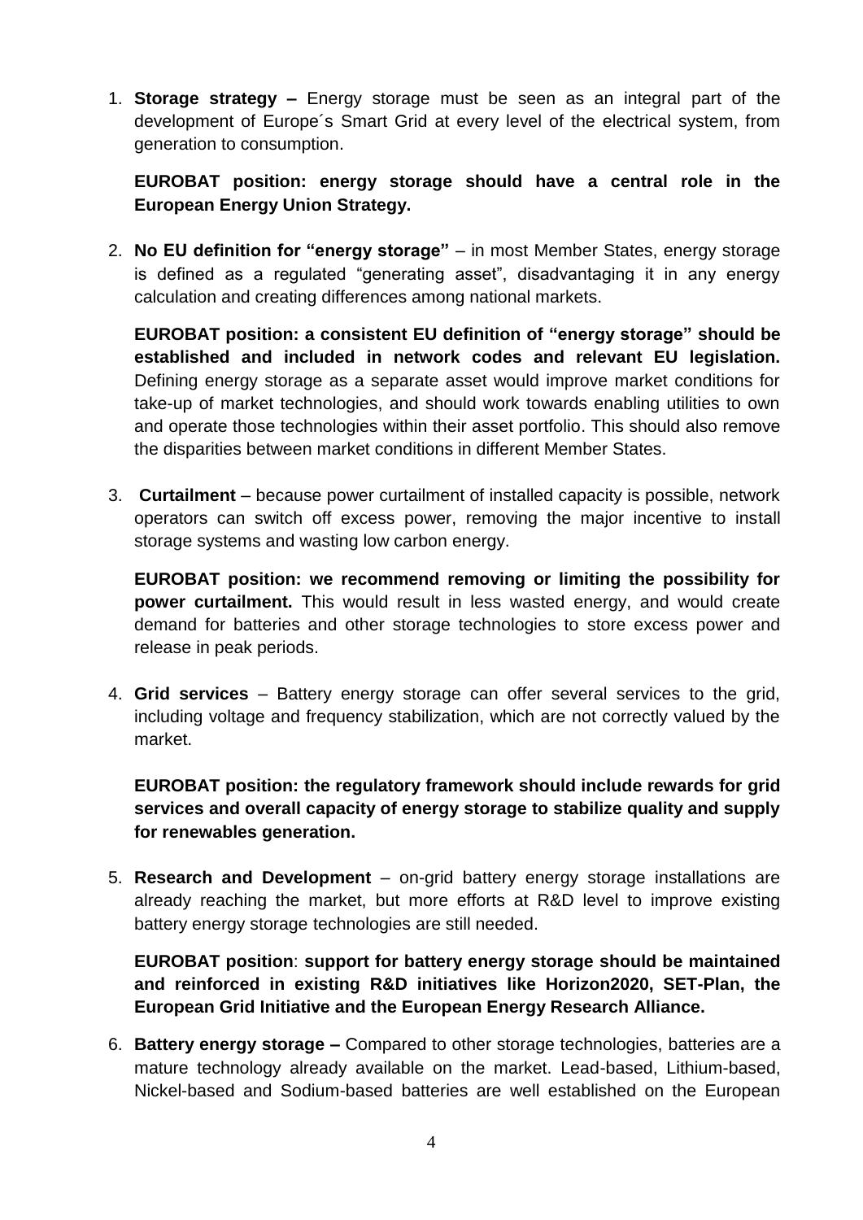1. **Storage strategy –** Energy storage must be seen as an integral part of the development of Europe´s Smart Grid at every level of the electrical system, from generation to consumption.

   **EUROBAT position: energy storage should have a central role in the European Energy Union Strategy.**

2. **No EU definition for "energy storage"** – in most Member States, energy storage is defined as a regulated "generating asset", disadvantaging it in any energy calculation and creating differences among national markets.

   **EUROBAT position: a consistent EU definition of "energy storage" should be established and included in network codes and relevant EU legislation.** Defining energy storage as a separate asset would improve market conditions for take-up of market technologies, and should work towards enabling utilities to own and operate those technologies within their asset portfolio. This should also remove the disparities between market conditions in different Member States.

3. **Curtailment** – because power curtailment of installed capacity is possible, network operators can switch off excess power, removing the major incentive to install storage systems and wasting low carbon energy.

   **EUROBAT position: we recommend removing or limiting the possibility for power curtailment.** This would result in less wasted energy, and would create demand for batteries and other storage technologies to store excess power and release in peak periods.

4. **Grid services** – Battery energy storage can offer several services to the grid, including voltage and frequency stabilization, which are not correctly valued by the market.

   **EUROBAT position: the regulatory framework should include rewards for grid services and overall capacity of energy storage to stabilize quality and supply for renewables generation.**

5. **Research and Development** – on-grid battery energy storage installations are already reaching the market, but more efforts at R&D level to improve existing battery energy storage technologies are still needed.

   **EUROBAT position**: **support for battery energy storage should be maintained and reinforced in existing R&D initiatives like Horizon2020, SET-Plan, the European Grid Initiative and the European Energy Research Alliance.**

6. **Battery energy storage –** Compared to other storage technologies, batteries are a mature technology already available on the market. Lead-based, Lithium-based, Nickel-based and Sodium-based batteries are well established on the European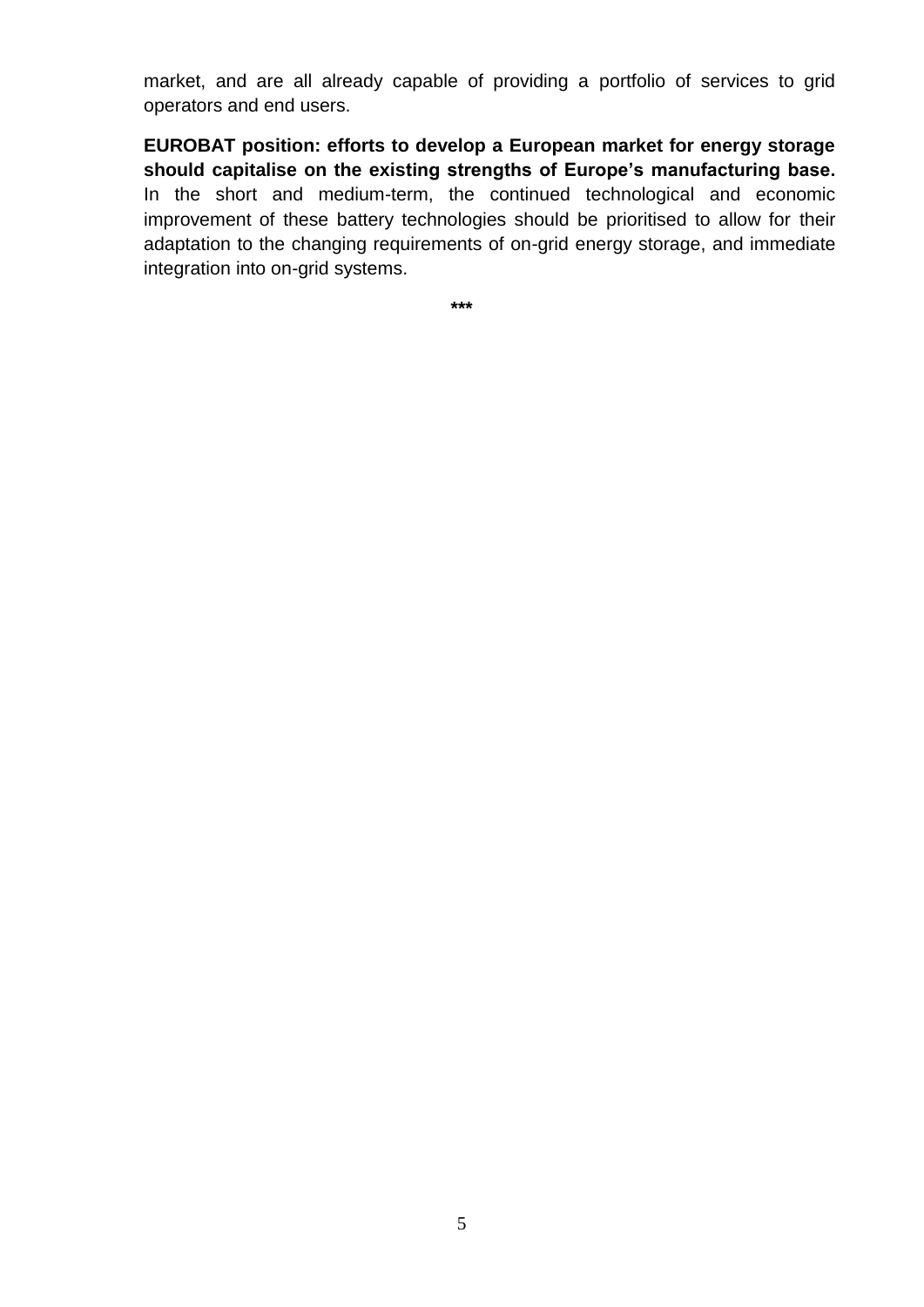market, and are all already capable of providing a portfolio of services to grid operators and end users.

**EUROBAT position: efforts to develop a European market for energy storage should capitalise on the existing strengths of Europe's manufacturing base.** In the short and medium-term, the continued technological and economic improvement of these battery technologies should be prioritised to allow for their adaptation to the changing requirements of on-grid energy storage, and immediate integration into on-grid systems.

***